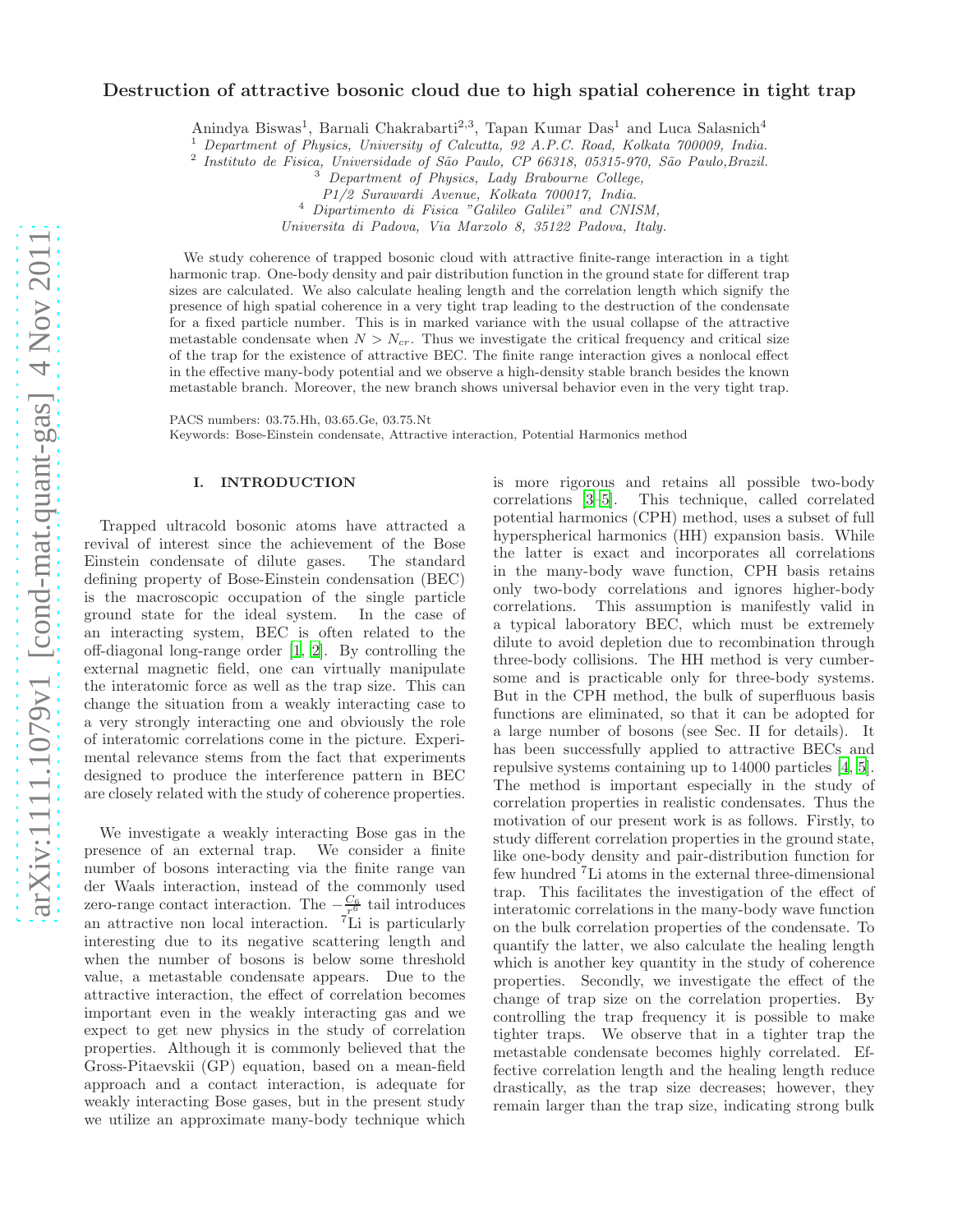# Destruction of attractive bosonic cloud due to high spatial coherence in tight trap

Anindya Biswas[1], Barnali Chakrabarti[2,3], Tapan Kumar Das[1] and Luca Salasnich[4]

[1] Department of Physics, University of Calcutta, 92 A.P.C. Road, Kolkata 700009, India.
[2] Instituto de Fisica, Universidade de São Paulo, CP 66318, 05315-970, São Paulo,Brazil.
[3] Department of Physics, Lady Brabourne College, P1/2 Surawardi Avenue, Kolkata 700017, India.
[4] Dipartimento di Fisica "Galileo Galilei" and CNISM, Universita di Padova, Via Marzolo 8, 35122 Padova, Italy.

We study coherence of trapped bosonic cloud with attractive finite-range interaction in a tight harmonic trap. One-body density and pair distribution function in the ground state for different trap sizes are calculated. We also calculate healing length and the correlation length which signify the presence of high spatial coherence in a very tight trap leading to the destruction of the condensate for a fixed particle number. This is in marked variance with the usual collapse of the attractive metastable condensate when $N > N_{cr}$. Thus we investigate the critical frequency and critical size of the trap for the existence of attractive BEC. The finite range interaction gives a nonlocal effect in the effective many-body potential and we observe a high-density stable branch besides the known metastable branch. Moreover, the new branch shows universal behavior even in the very tight trap.

PACS numbers: 03.75.Hh, 03.65.Ge, 03.75.Nt
Keywords: Bose-Einstein condensate, Attractive interaction, Potential Harmonics method

## I. INTRODUCTION

Trapped ultracold bosonic atoms have attracted a revival of interest since the achievement of the Bose Einstein condensate of dilute gases. The standard defining property of Bose-Einstein condensation (BEC) is the macroscopic occupation of the single particle ground state for the ideal system. In the case of an interacting system, BEC is often related to the off-diagonal long-range order [1, 2]. By controlling the external magnetic field, one can virtually manipulate the interatomic force as well as the trap size. This can change the situation from a weakly interacting case to a very strongly interacting one and obviously the role of interatomic correlations come in the picture. Experimental relevance stems from the fact that experiments designed to produce the interference pattern in BEC are closely related with the study of coherence properties.

We investigate a weakly interacting Bose gas in the presence of an external trap. We consider a finite number of bosons interacting via the finite range van der Waals interaction, instead of the commonly used zero-range contact interaction. The $-\frac{C_6}{r^6}$ tail introduces an attractive non local interaction. $^7$Li is particularly interesting due to its negative scattering length and when the number of bosons is below some threshold value, a metastable condensate appears. Due to the attractive interaction, the effect of correlation becomes important even in the weakly interacting gas and we expect to get new physics in the study of correlation properties. Although it is commonly believed that the Gross-Pitaevskii (GP) equation, based on a mean-field approach and a contact interaction, is adequate for weakly interacting Bose gases, but in the present study we utilize an approximate many-body technique which is more rigorous and retains all possible two-body correlations [3–5]. This technique, called correlated potential harmonics (CPH) method, uses a subset of full hyperspherical harmonics (HH) expansion basis. While the latter is exact and incorporates all correlations in the many-body wave function, CPH basis retains only two-body correlations and ignores higher-body correlations. This assumption is manifestly valid in a typical laboratory BEC, which must be extremely dilute to avoid depletion due to recombination through three-body collisions. The HH method is very cumbersome and is practicable only for three-body systems. But in the CPH method, the bulk of superfluous basis functions are eliminated, so that it can be adopted for a large number of bosons (see Sec. II for details). It has been successfully applied to attractive BECs and repulsive systems containing up to 14000 particles [4, 5]. The method is important especially in the study of correlation properties in realistic condensates. Thus the motivation of our present work is as follows. Firstly, to study different correlation properties in the ground state, like one-body density and pair-distribution function for few hundred $^7$Li atoms in the external three-dimensional trap. This facilitates the investigation of the effect of interatomic correlations in the many-body wave function on the bulk correlation properties of the condensate. To quantify the latter, we also calculate the healing length which is another key quantity in the study of coherence properties. Secondly, we investigate the effect of the change of trap size on the correlation properties. By controlling the trap frequency it is possible to make tighter traps. We observe that in a tighter trap the metastable condensate becomes highly correlated. Effective correlation length and the healing length reduce drastically, as the trap size decreases; however, they remain larger than the trap size, indicating strong bulk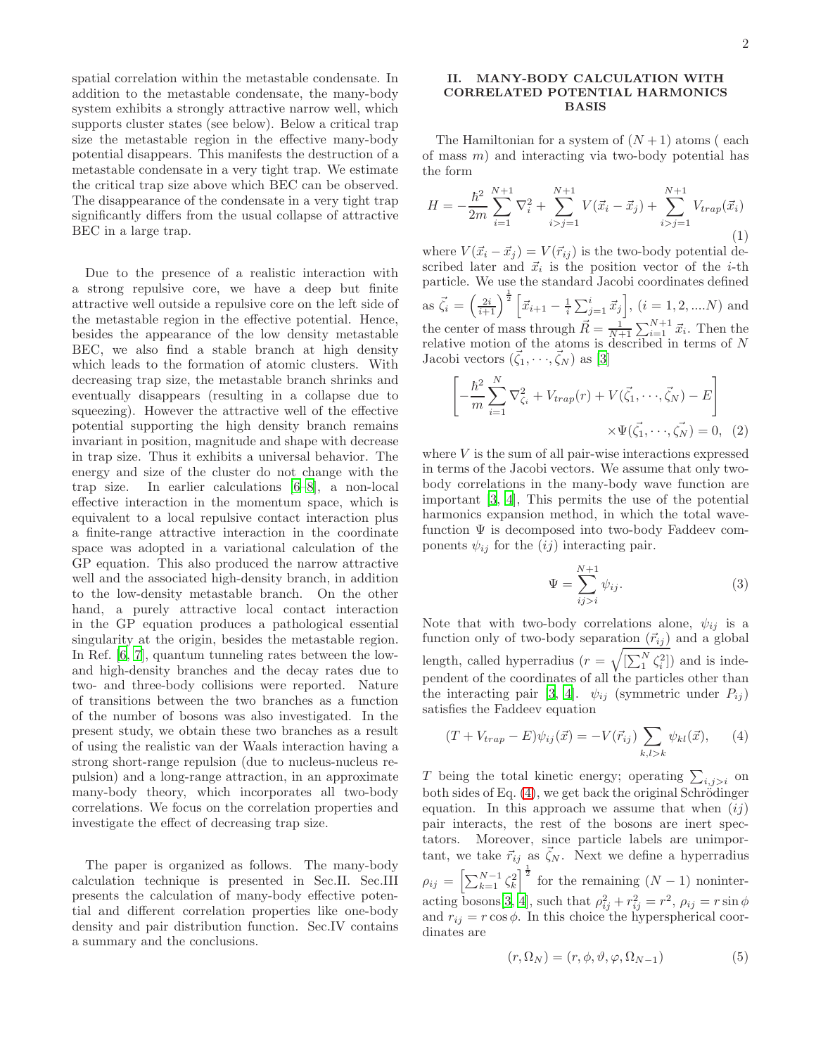spatial correlation within the metastable condensate. In addition to the metastable condensate, the many-body system exhibits a strongly attractive narrow well, which supports cluster states (see below). Below a critical trap size the metastable region in the effective many-body potential disappears. This manifests the destruction of a metastable condensate in a very tight trap. We estimate the critical trap size above which BEC can be observed. The disappearance of the condensate in a very tight trap significantly differs from the usual collapse of attractive BEC in a large trap.

Due to the presence of a realistic interaction with a strong repulsive core, we have a deep but finite attractive well outside a repulsive core on the left side of the metastable region in the effective potential. Hence, besides the appearance of the low density metastable BEC, we also find a stable branch at high density which leads to the formation of atomic clusters. With decreasing trap size, the metastable branch shrinks and eventually disappears (resulting in a collapse due to squeezing). However the attractive well of the effective potential supporting the high density branch remains invariant in position, magnitude and shape with decrease in trap size. Thus it exhibits a universal behavior. The energy and size of the cluster do not change with the trap size. In earlier calculations [6–8], a non-local effective interaction in the momentum space, which is equivalent to a local repulsive contact interaction plus a finite-range attractive interaction in the coordinate space was adopted in a variational calculation of the GP equation. This also produced the narrow attractive well and the associated high-density branch, in addition to the low-density metastable branch. On the other hand, a purely attractive local contact interaction in the GP equation produces a pathological essential singularity at the origin, besides the metastable region. In Ref. [6, 7], quantum tunneling rates between the low- and high-density branches and the decay rates due to two- and three-body collisions were reported. Nature of transitions between the two branches as a function of the number of bosons was also investigated. In the present study, we obtain these two branches as a result of using the realistic van der Waals interaction having a strong short-range repulsion (due to nucleus-nucleus repulsion) and a long-range attraction, in an approximate many-body theory, which incorporates all two-body correlations. We focus on the correlation properties and investigate the effect of decreasing trap size.

The paper is organized as follows. The many-body calculation technique is presented in Sec.II. Sec.III presents the calculation of many-body effective potential and different correlation properties like one-body density and pair distribution function. Sec.IV contains a summary and the conclusions.

## II. MANY-BODY CALCULATION WITH CORRELATED POTENTIAL HARMONICS BASIS

The Hamiltonian for a system of $(N+1)$ atoms ( each of mass $m$) and interacting via two-body potential has the form

$$H = -\frac{\hbar^2}{2m}\sum_{i=1}^{N+1}\nabla_i^2 + \sum_{i>j=1}^{N+1} V(\vec{x}_i - \vec{x}_j) + \sum_{i>j=1}^{N+1} V_{trap}(\vec{x}_i) \tag{1}$$

where $V(\vec{x}_i - \vec{x}_j) = V(\vec{r}_{ij})$ is the two-body potential described later and $\vec{x}_i$ is the position vector of the $i$-th particle. We use the standard Jacobi coordinates defined as $\vec{\zeta}_i = \left(\frac{2i}{i+1}\right)^{\frac{1}{2}}\left[\vec{x}_{i+1} - \frac{1}{i}\sum_{j=1}^{i}\vec{x}_j\right]$, $(i = 1, 2, ....N)$ and the center of mass through $\vec{R} = \frac{1}{N+1}\sum_{i=1}^{N+1}\vec{x}_i$. Then the relative motion of the atoms is described in terms of $N$ Jacobi vectors $(\vec{\zeta}_1, \cdots, \vec{\zeta}_N)$ as [3]

$$\left[-\frac{\hbar^2}{m}\sum_{i=1}^{N}\nabla_{\zeta_i}^2 + V_{trap}(r) + V(\vec{\zeta}_1, \cdots, \vec{\zeta}_N) - E\right] \times \Psi(\vec{\zeta}_1, \cdots, \vec{\zeta}_N) = 0, \tag{2}$$

where $V$ is the sum of all pair-wise interactions expressed in terms of the Jacobi vectors. We assume that only two-body correlations in the many-body wave function are important [3, 4], This permits the use of the potential harmonics expansion method, in which the total wave-function $\Psi$ is decomposed into two-body Faddeev components $\psi_{ij}$ for the $(ij)$ interacting pair.

$$\Psi = \sum_{ij>i}^{N+1}\psi_{ij}. \tag{3}$$

Note that with two-body correlations alone, $\psi_{ij}$ is a function only of two-body separation $(\vec{r}_{ij})$ and a global length, called hyperradius ($r = \sqrt{[\sum_1^N \zeta_i^2]}$) and is independent of the coordinates of all the particles other than the interacting pair [3, 4]. $\psi_{ij}$ (symmetric under $P_{ij}$) satisfies the Faddeev equation

$$(T + V_{trap} - E)\psi_{ij}(\vec{x}) = -V(\vec{r}_{ij})\sum_{k,l>k}\psi_{kl}(\vec{x}), \tag{4}$$

$T$ being the total kinetic energy; operating $\sum_{i,j>i}$ on both sides of Eq. (4), we get back the original Schrödinger equation. In this approach we assume that when $(ij)$ pair interacts, the rest of the bosons are inert spectators. Moreover, since particle labels are unimportant, we take $\vec{r}_{ij}$ as $\vec{\zeta}_N$. Next we define a hyperradius $\rho_{ij} = \left[\sum_{k=1}^{N-1}\zeta_k^2\right]^{\frac{1}{2}}$ for the remaining $(N-1)$ noninteracting bosons[3, 4], such that $\rho_{ij}^2 + r_{ij}^2 = r^2$, $\rho_{ij} = r\sin\phi$ and $r_{ij} = r\cos\phi$. In this choice the hyperspherical coordinates are

$$(r, \Omega_N) = (r, \phi, \vartheta, \varphi, \Omega_{N-1}) \tag{5}$$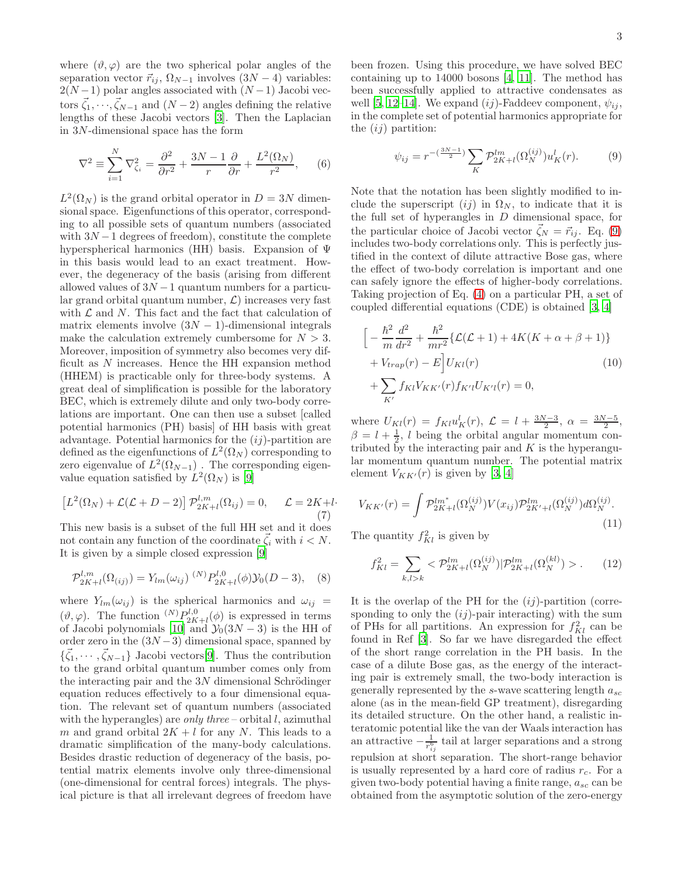where $(\vartheta, \varphi)$ are the two spherical polar angles of the separation vector $\vec{r}_{ij}$, $\Omega_{N-1}$ involves $(3N-4)$ variables: $2(N-1)$ polar angles associated with $(N-1)$ Jacobi vectors $\vec{\zeta}_1, \cdots, \vec{\zeta}_{N-1}$ and $(N-2)$ angles defining the relative lengths of these Jacobi vectors [3]. Then the Laplacian in $3N$-dimensional space has the form

$$\nabla^2 \equiv \sum_{i=1}^{N} \nabla^2_{\zeta_i} = \frac{\partial^2}{\partial r^2} + \frac{3N-1}{r}\frac{\partial}{\partial r} + \frac{L^2(\Omega_N)}{r^2}, \qquad (6)$$

$L^2(\Omega_N)$ is the grand orbital operator in $D = 3N$ dimensional space. Eigenfunctions of this operator, corresponding to all possible sets of quantum numbers (associated with $3N-1$ degrees of freedom), constitute the complete hyperspherical harmonics (HH) basis. Expansion of $\Psi$ in this basis would lead to an exact treatment. However, the degeneracy of the basis (arising from different allowed values of $3N-1$ quantum numbers for a particular grand orbital quantum number, $\mathcal{L}$) increases very fast with $\mathcal{L}$ and $N$. This fact and the fact that calculation of matrix elements involve $(3N-1)$-dimensional integrals make the calculation extremely cumbersome for $N > 3$. Moreover, imposition of symmetry also becomes very difficult as $N$ increases. Hence the HH expansion method (HHEM) is practicable only for three-body systems. A great deal of simplification is possible for the laboratory BEC, which is extremely dilute and only two-body correlations are important. One can then use a subset [called potential harmonics (PH) basis] of HH basis with great advantage. Potential harmonics for the $(ij)$-partition are defined as the eigenfunctions of $L^2(\Omega_N)$ corresponding to zero eigenvalue of $L^2(\Omega_{N-1})$ . The corresponding eigenvalue equation satisfied by $L^2(\Omega_N)$ is [9]

$$\left[L^2(\Omega_N) + \mathcal{L}(\mathcal{L}+D-2)\right]\mathcal{P}^{l,m}_{2K+l}(\Omega_{ij}) = 0, \qquad \mathcal{L} = 2K+l. \qquad (7)$$

This new basis is a subset of the full HH set and it does not contain any function of the coordinate $\vec{\zeta}_i$ with $i < N$. It is given by a simple closed expression [9]

$$\mathcal{P}^{l,m}_{2K+l}(\Omega_{(ij)}) = Y_{lm}(\omega_{ij})\ {}^{(N)}P^{l,0}_{2K+l}(\phi)\mathcal{Y}_0(D-3), \qquad (8)$$

where $Y_{lm}(\omega_{ij})$ is the spherical harmonics and $\omega_{ij} = (\vartheta, \varphi)$. The function ${}^{(N)}P^{l,0}_{2K+l}(\phi)$ is expressed in terms of Jacobi polynomials [10] and $\mathcal{Y}_0(3N-3)$ is the HH of order zero in the $(3N-3)$ dimensional space, spanned by $\{\vec{\zeta}_1, \cdots, \vec{\zeta}_{N-1}\}$ Jacobi vectors[9]. Thus the contribution to the grand orbital quantum number comes only from the interacting pair and the $3N$ dimensional Schrödinger equation reduces effectively to a four dimensional equation. The relevant set of quantum numbers (associated with the hyperangles) are *only three* – orbital $l$, azimuthal $m$ and grand orbital $2K+l$ for any $N$. This leads to a dramatic simplification of the many-body calculations. Besides drastic reduction of degeneracy of the basis, potential matrix elements involve only three-dimensional (one-dimensional for central forces) integrals. The physical picture is that all irrelevant degrees of freedom have been frozen. Using this procedure, we have solved BEC containing up to 14000 bosons [4, 11]. The method has been successfully applied to attractive condensates as well [5, 12–14]. We expand $(ij)$-Faddeev component, $\psi_{ij}$, in the complete set of potential harmonics appropriate for the $(ij)$ partition:

$$\psi_{ij} = r^{-(\frac{3N-1}{2})}\sum_K \mathcal{P}^{lm}_{2K+l}(\Omega^{(ij)}_N)u^l_K(r). \qquad (9)$$

Note that the notation has been slightly modified to include the superscript $(ij)$ in $\Omega_N$, to indicate that it is the full set of hyperangles in $D$ dimensional space, for the particular choice of Jacobi vector $\vec{\zeta}_N = \vec{r}_{ij}$. Eq. (9) includes two-body correlations only. This is perfectly justified in the context of dilute attractive Bose gas, where the effect of two-body correlation is important and one can safely ignore the effects of higher-body correlations. Taking projection of Eq. (4) on a particular PH, a set of coupled differential equations (CDE) is obtained [3, 4]

$$\begin{aligned}
&\Big[-\frac{\hbar^2}{m}\frac{d^2}{dr^2} + \frac{\hbar^2}{mr^2}\{\mathcal{L}(\mathcal{L}+1) + 4K(K+\alpha+\beta+1)\} \\
&+ V_{trap}(r) - E\Big]U_{Kl}(r) \\
&+ \sum_{K'} f_{Kl}V_{KK'}(r)f_{K'l}U_{K'l}(r) = 0,
\end{aligned} \qquad (10)$$

where $U_{Kl}(r) = f_{Kl}u^l_K(r)$, $\mathcal{L} = l + \frac{3N-3}{2}$, $\alpha = \frac{3N-5}{2}$, $\beta = l + \frac{1}{2}$, $l$ being the orbital angular momentum contributed by the interacting pair and $K$ is the hyperangular momentum quantum number. The potential matrix element $V_{KK'}(r)$ is given by [3, 4]

$$V_{KK'}(r) = \int \mathcal{P}^{lm^*}_{2K+l}(\Omega^{(ij)}_N)V(x_{ij})\mathcal{P}^{lm}_{2K'+l}(\Omega^{(ij)}_N)d\Omega^{(ij)}_N. \qquad (11)$$

The quantity $f^2_{Kl}$ is given by

$$f^2_{Kl} = \sum_{k,l>k} < \mathcal{P}^{lm}_{2K+l}(\Omega^{(ij)}_N)|\mathcal{P}^{lm}_{2K+l}(\Omega^{(kl)}_N) > . \qquad (12)$$

It is the overlap of the PH for the $(ij)$-partition (corresponding to only the $(ij)$-pair interacting) with the sum of PHs for all partitions. An expression for $f^2_{Kl}$ can be found in Ref [3]. So far we have disregarded the effect of the short range correlation in the PH basis. In the case of a dilute Bose gas, as the energy of the interacting pair is extremely small, the two-body interaction is generally represented by the $s$-wave scattering length $a_{sc}$ alone (as in the mean-field GP treatment), disregarding its detailed structure. On the other hand, a realistic interatomic potential like the van der Waals interaction has an attractive $-\frac{1}{r^6_{ij}}$ tail at larger separations and a strong repulsion at short separation. The short-range behavior is usually represented by a hard core of radius $r_c$. For a given two-body potential having a finite range, $a_{sc}$ can be obtained from the asymptotic solution of the zero-energy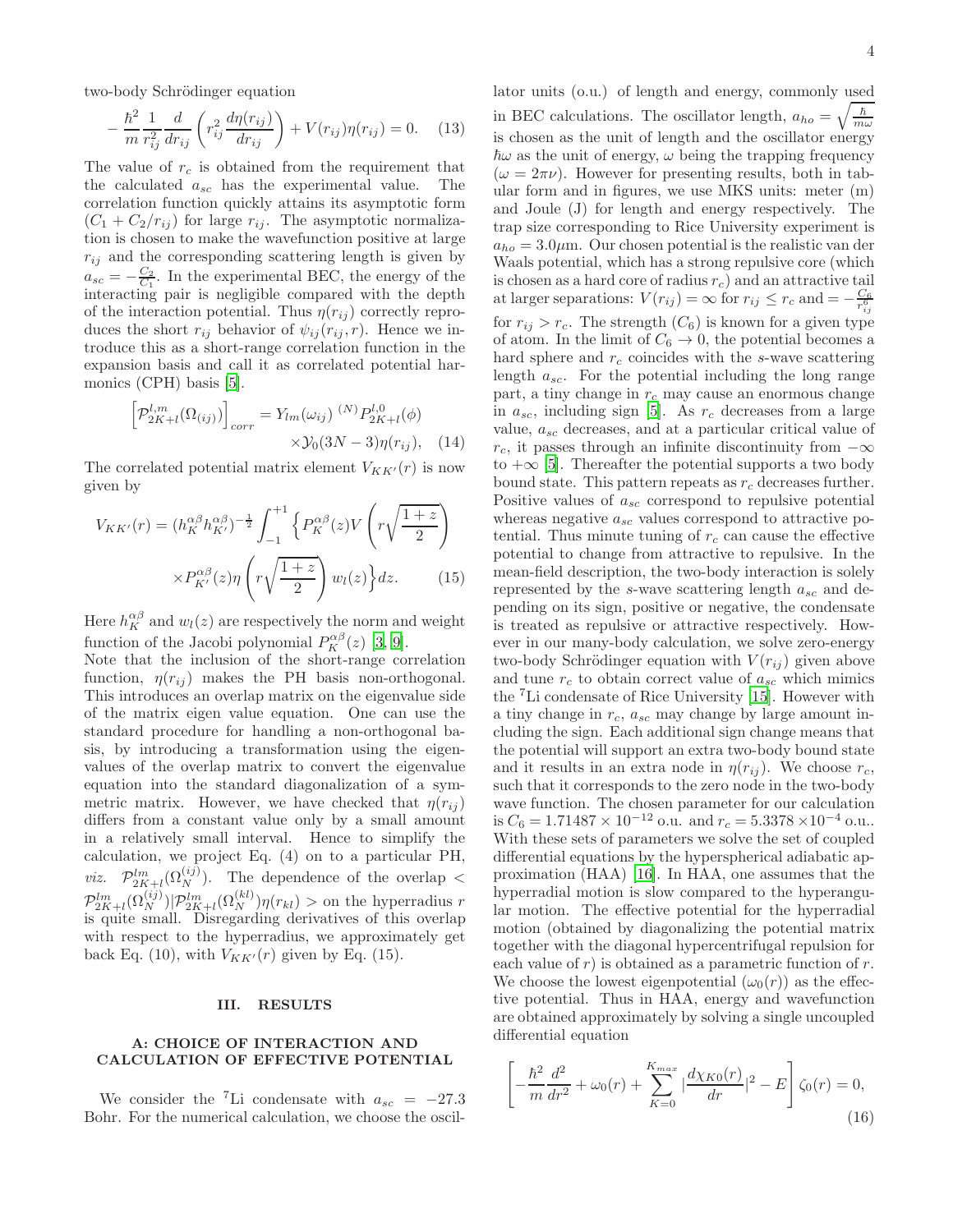two-body Schrödinger equation

$$-\frac{\hbar^2}{m}\frac{1}{r_{ij}^2}\frac{d}{dr_{ij}}\left(r_{ij}^2\frac{d\eta(r_{ij})}{dr_{ij}}\right)+V(r_{ij})\eta(r_{ij})=0. \quad (13)$$

The value of $r_c$ is obtained from the requirement that the calculated $a_{sc}$ has the experimental value. The correlation function quickly attains its asymptotic form $(C_1 + C_2/r_{ij})$ for large $r_{ij}$. The asymptotic normalization is chosen to make the wavefunction positive at large $r_{ij}$ and the corresponding scattering length is given by $a_{sc} = -\frac{C_2}{C_1}$. In the experimental BEC, the energy of the interacting pair is negligible compared with the depth of the interaction potential. Thus $\eta(r_{ij})$ correctly reproduces the short $r_{ij}$ behavior of $\psi_{ij}(r_{ij}, r)$. Hence we introduce this as a short-range correlation function in the expansion basis and call it as correlated potential harmonics (CPH) basis [5].

$$\left[\mathcal{P}^{l,m}_{2K+l}(\Omega_{(ij)})\right]_{corr} = Y_{lm}(\omega_{ij})\ {}^{(N)}P^{l,0}_{2K+l}(\phi) \times\mathcal{Y}_0(3N-3)\eta(r_{ij}), \quad (14)$$

The correlated potential matrix element $V_{KK'}(r)$ is now given by

$$V_{KK'}(r) = (h_K^{\alpha\beta}h_{K'}^{\alpha\beta})^{-\frac{1}{2}}\int_{-1}^{+1}\Big\{P_K^{\alpha\beta}(z)V\left(r\sqrt{\frac{1+z}{2}}\right) \times P_{K'}^{\alpha\beta}(z)\eta\left(r\sqrt{\frac{1+z}{2}}\right)w_l(z)\Big\}dz. \quad (15)$$

Here $h_K^{\alpha\beta}$ and $w_l(z)$ are respectively the norm and weight function of the Jacobi polynomial $P_K^{\alpha\beta}(z)$ [3, 9].

Note that the inclusion of the short-range correlation function, $\eta(r_{ij})$ makes the PH basis non-orthogonal. This introduces an overlap matrix on the eigenvalue side of the matrix eigen value equation. One can use the standard procedure for handling a non-orthogonal basis, by introducing a transformation using the eigenvalues of the overlap matrix to convert the eigenvalue equation into the standard diagonalization of a symmetric matrix. However, we have checked that $\eta(r_{ij})$ differs from a constant value only by a small amount in a relatively small interval. Hence to simplify the calculation, we project Eq. (4) on to a particular PH, *viz.* $\mathcal{P}^{lm}_{2K+l}(\Omega_N^{(ij)})$. The dependence of the overlap $<\mathcal{P}^{lm}_{2K+l}(\Omega_N^{(ij)})|\mathcal{P}^{lm}_{2K+l}(\Omega_N^{(kl)})\eta(r_{kl})>$ on the hyperradius $r$ is quite small. Disregarding derivatives of this overlap with respect to the hyperradius, we approximately get back Eq. (10), with $V_{KK'}(r)$ given by Eq. (15).

## III. RESULTS

### A: CHOICE OF INTERACTION AND CALCULATION OF EFFECTIVE POTENTIAL

We consider the $^7$Li condensate with $a_{sc} = -27.3$ Bohr. For the numerical calculation, we choose the oscillator units (o.u.) of length and energy, commonly used in BEC calculations. The oscillator length, $a_{ho} = \sqrt{\frac{\hbar}{m\omega}}$ is chosen as the unit of length and the oscillator energy $\hbar\omega$ as the unit of energy, $\omega$ being the trapping frequency ($\omega = 2\pi\nu$). However for presenting results, both in tabular form and in figures, we use MKS units: meter (m) and Joule (J) for length and energy respectively. The trap size corresponding to Rice University experiment is $a_{ho} = 3.0\mu$m. Our chosen potential is the realistic van der Waals potential, which has a strong repulsive core (which is chosen as a hard core of radius $r_c$) and an attractive tail at larger separations: $V(r_{ij}) = \infty$ for $r_{ij} \le r_c$ and $= -\frac{C_6}{r_{ij}^6}$ for $r_{ij} > r_c$. The strength ($C_6$) is known for a given type of atom. In the limit of $C_6 \to 0$, the potential becomes a hard sphere and $r_c$ coincides with the $s$-wave scattering length $a_{sc}$. For the potential including the long range part, a tiny change in $r_c$ may cause an enormous change in $a_{sc}$, including sign [5]. As $r_c$ decreases from a large value, $a_{sc}$ decreases, and at a particular critical value of $r_c$, it passes through an infinite discontinuity from $-\infty$ to $+\infty$ [5]. Thereafter the potential supports a two body bound state. This pattern repeats as $r_c$ decreases further. Positive values of $a_{sc}$ correspond to repulsive potential whereas negative $a_{sc}$ values correspond to attractive potential. Thus minute tuning of $r_c$ can cause the effective potential to change from attractive to repulsive. In the mean-field description, the two-body interaction is solely represented by the $s$-wave scattering length $a_{sc}$ and depending on its sign, positive or negative, the condensate is treated as repulsive or attractive respectively. However in our many-body calculation, we solve zero-energy two-body Schrödinger equation with $V(r_{ij})$ given above and tune $r_c$ to obtain correct value of $a_{sc}$ which mimics the $^7$Li condensate of Rice University [15]. However with a tiny change in $r_c$, $a_{sc}$ may change by large amount including the sign. Each additional sign change means that the potential will support an extra two-body bound state and it results in an extra node in $\eta(r_{ij})$. We choose $r_c$, such that it corresponds to the zero node in the two-body wave function. The chosen parameter for our calculation is $C_6 = 1.71487 \times 10^{-12}$ o.u. and $r_c = 5.3378 \times 10^{-4}$ o.u.. With these sets of parameters we solve the set of coupled differential equations by the hyperspherical adiabatic approximation (HAA) [16]. In HAA, one assumes that the hyperradial motion is slow compared to the hyperangular motion. The effective potential for the hyperradial motion (obtained by diagonalizing the potential matrix together with the diagonal hypercentrifugal repulsion for each value of $r$) is obtained as a parametric function of $r$. We choose the lowest eigenpotential ($\omega_0(r)$) as the effective potential. Thus in HAA, energy and wavefunction are obtained approximately by solving a single uncoupled differential equation

$$\left[-\frac{\hbar^2}{m}\frac{d^2}{dr^2}+\omega_0(r)+\sum_{K=0}^{K_{max}}\left|\frac{d\chi_{K0}(r)}{dr}\right|^2-E\right]\zeta_0(r)=0, \quad (16)$$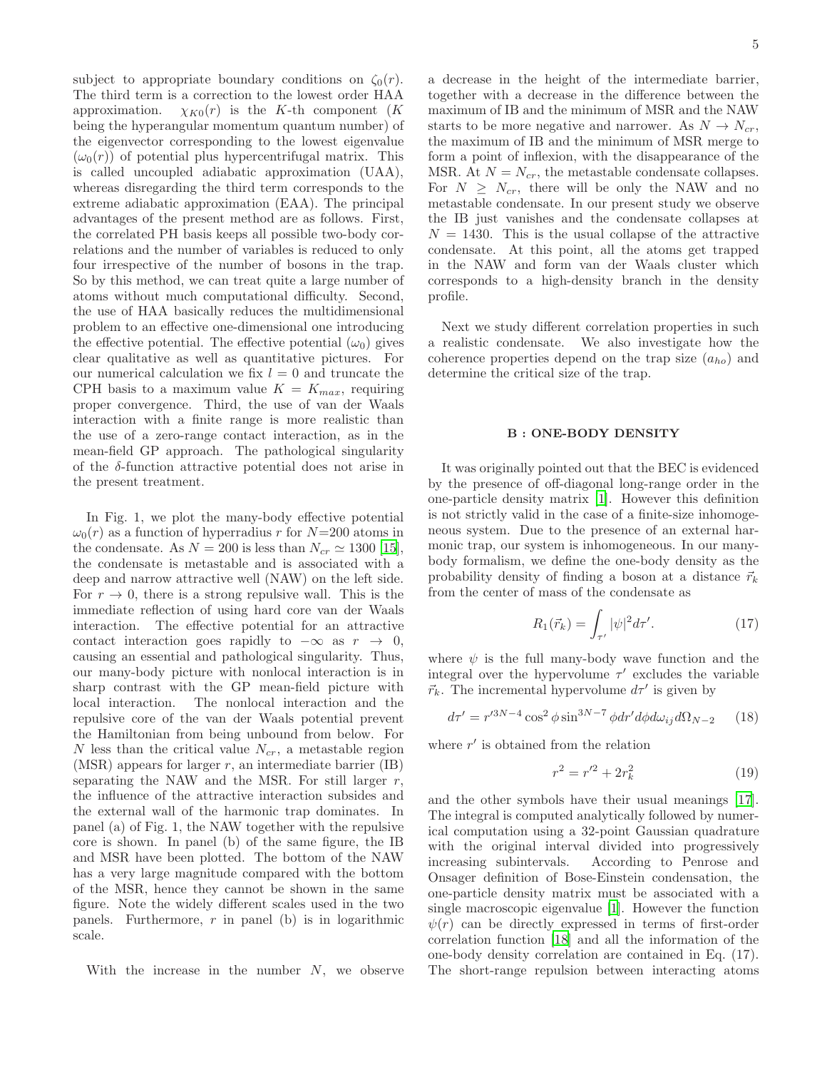subject to appropriate boundary conditions on $\zeta_0(r)$. The third term is a correction to the lowest order HAA approximation. $\chi_{K0}(r)$ is the $K$-th component ($K$ being the hyperangular momentum quantum number) of the eigenvector corresponding to the lowest eigenvalue ($\omega_0(r)$) of potential plus hypercentrifugal matrix. This is called uncoupled adiabatic approximation (UAA), whereas disregarding the third term corresponds to the extreme adiabatic approximation (EAA). The principal advantages of the present method are as follows. First, the correlated PH basis keeps all possible two-body correlations and the number of variables is reduced to only four irrespective of the number of bosons in the trap. So by this method, we can treat quite a large number of atoms without much computational difficulty. Second, the use of HAA basically reduces the multidimensional problem to an effective one-dimensional one introducing the effective potential. The effective potential ($\omega_0$) gives clear qualitative as well as quantitative pictures. For our numerical calculation we fix $l = 0$ and truncate the CPH basis to a maximum value $K = K_{max}$, requiring proper convergence. Third, the use of van der Waals interaction with a finite range is more realistic than the use of a zero-range contact interaction, as in the mean-field GP approach. The pathological singularity of the $\delta$-function attractive potential does not arise in the present treatment.

In Fig. 1, we plot the many-body effective potential $\omega_0(r)$ as a function of hyperradius $r$ for $N$=200 atoms in the condensate. As $N = 200$ is less than $N_{cr} \simeq 1300$ [15], the condensate is metastable and is associated with a deep and narrow attractive well (NAW) on the left side. For $r \to 0$, there is a strong repulsive wall. This is the immediate reflection of using hard core van der Waals interaction. The effective potential for an attractive contact interaction goes rapidly to $-\infty$ as $r \to 0$, causing an essential and pathological singularity. Thus, our many-body picture with nonlocal interaction is in sharp contrast with the GP mean-field picture with local interaction. The nonlocal interaction and the repulsive core of the van der Waals potential prevent the Hamiltonian from being unbound from below. For $N$ less than the critical value $N_{cr}$, a metastable region (MSR) appears for larger $r$, an intermediate barrier (IB) separating the NAW and the MSR. For still larger $r$, the influence of the attractive interaction subsides and the external wall of the harmonic trap dominates. In panel (a) of Fig. 1, the NAW together with the repulsive core is shown. In panel (b) of the same figure, the IB and MSR have been plotted. The bottom of the NAW has a very large magnitude compared with the bottom of the MSR, hence they cannot be shown in the same figure. Note the widely different scales used in the two panels. Furthermore, $r$ in panel (b) is in logarithmic scale.

With the increase in the number $N$, we observe a decrease in the height of the intermediate barrier, together with a decrease in the difference between the maximum of IB and the minimum of MSR and the NAW starts to be more negative and narrower. As $N \to N_{cr}$, the maximum of IB and the minimum of MSR merge to form a point of inflexion, with the disappearance of the MSR. At $N = N_{cr}$, the metastable condensate collapses. For $N \geq N_{cr}$, there will be only the NAW and no metastable condensate. In our present study we observe the IB just vanishes and the condensate collapses at $N = 1430$. This is the usual collapse of the attractive condensate. At this point, all the atoms get trapped in the NAW and form van der Waals cluster which corresponds to a high-density branch in the density profile.

Next we study different correlation properties in such a realistic condensate. We also investigate how the coherence properties depend on the trap size ($a_{ho}$) and determine the critical size of the trap.

### B : ONE-BODY DENSITY

It was originally pointed out that the BEC is evidenced by the presence of off-diagonal long-range order in the one-particle density matrix [1]. However this definition is not strictly valid in the case of a finite-size inhomogeneous system. Due to the presence of an external harmonic trap, our system is inhomogeneous. In our many-body formalism, we define the one-body density as the probability density of finding a boson at a distance $\vec{r}_k$ from the center of mass of the condensate as

$$R_1(\vec{r}_k) = \int_{\tau'} |\psi|^2 d\tau'. \tag{17}$$

where $\psi$ is the full many-body wave function and the integral over the hypervolume $\tau'$ excludes the variable $\vec{r}_k$. The incremental hypervolume $d\tau'$ is given by

$$d\tau' = r'^{3N-4}\cos^2\phi \sin^{3N-7}\phi dr' d\phi d\omega_{ij} d\Omega_{N-2} \tag{18}$$

where $r'$ is obtained from the relation

$$r^2 = r'^2 + 2r_k^2 \tag{19}$$

and the other symbols have their usual meanings [17]. The integral is computed analytically followed by numerical computation using a 32-point Gaussian quadrature with the original interval divided into progressively increasing subintervals. According to Penrose and Onsager definition of Bose-Einstein condensation, the one-particle density matrix must be associated with a single macroscopic eigenvalue [1]. However the function $\psi(r)$ can be directly expressed in terms of first-order correlation function [18] and all the information of the one-body density correlation are contained in Eq. (17). The short-range repulsion between interacting atoms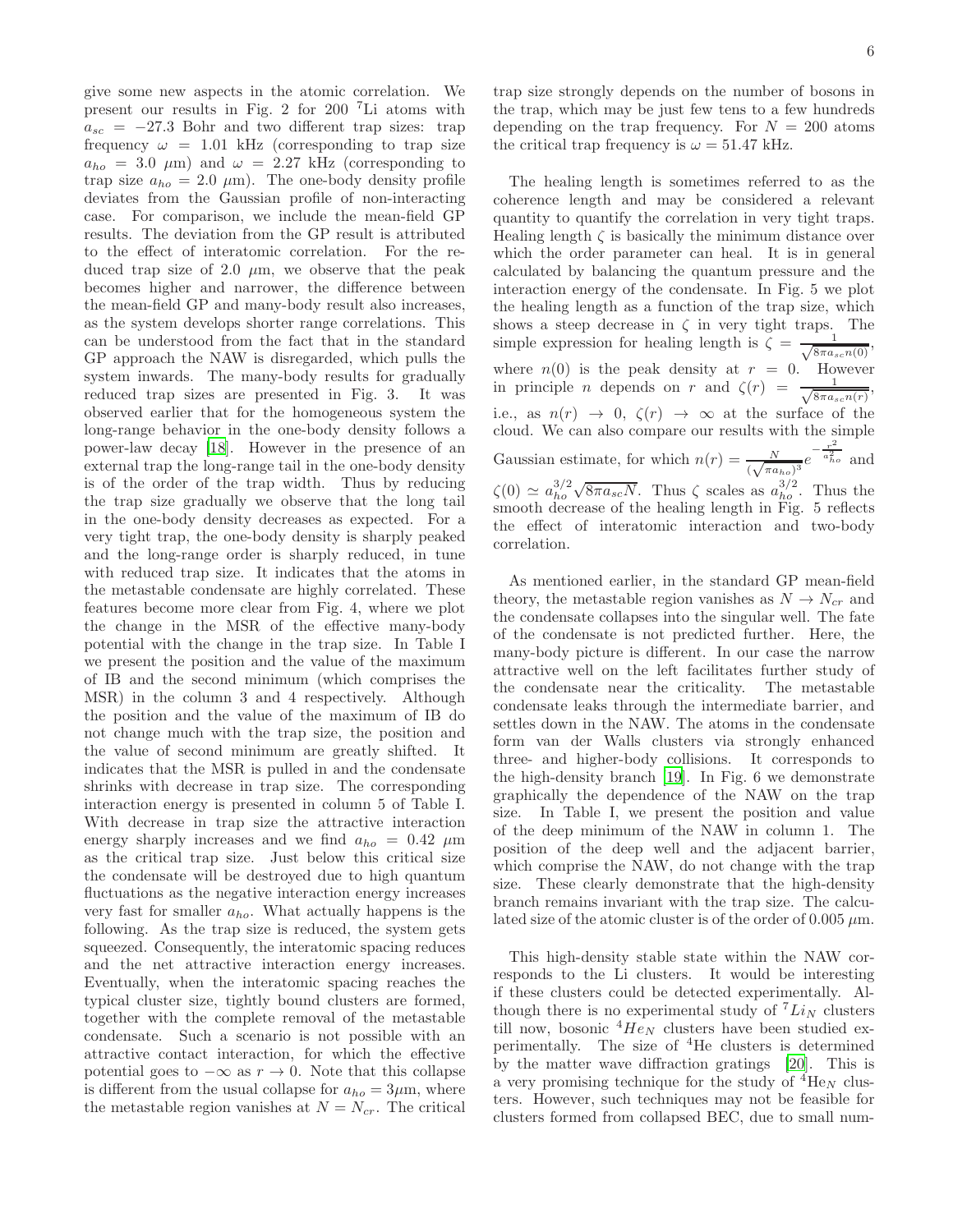give some new aspects in the atomic correlation. We present our results in Fig. 2 for 200 $^7$Li atoms with $a_{sc} = -27.3$ Bohr and two different trap sizes: trap frequency $\omega = 1.01$ kHz (corresponding to trap size $a_{ho} = 3.0$ $\mu$m) and $\omega = 2.27$ kHz (corresponding to trap size $a_{ho} = 2.0$ $\mu$m). The one-body density profile deviates from the Gaussian profile of non-interacting case. For comparison, we include the mean-field GP results. The deviation from the GP result is attributed to the effect of interatomic correlation. For the reduced trap size of 2.0 $\mu$m, we observe that the peak becomes higher and narrower, the difference between the mean-field GP and many-body result also increases, as the system develops shorter range correlations. This can be understood from the fact that in the standard GP approach the NAW is disregarded, which pulls the system inwards. The many-body results for gradually reduced trap sizes are presented in Fig. 3. It was observed earlier that for the homogeneous system the long-range behavior in the one-body density follows a power-law decay [18]. However in the presence of an external trap the long-range tail in the one-body density is of the order of the trap width. Thus by reducing the trap size gradually we observe that the long tail in the one-body density decreases as expected. For a very tight trap, the one-body density is sharply peaked and the long-range order is sharply reduced, in tune with reduced trap size. It indicates that the atoms in the metastable condensate are highly correlated. These features become more clear from Fig. 4, where we plot the change in the MSR of the effective many-body potential with the change in the trap size. In Table I we present the position and the value of the maximum of IB and the second minimum (which comprises the MSR) in the column 3 and 4 respectively. Although the position and the value of the maximum of IB do not change much with the trap size, the position and the value of second minimum are greatly shifted. It indicates that the MSR is pulled in and the condensate shrinks with decrease in trap size. The corresponding interaction energy is presented in column 5 of Table I. With decrease in trap size the attractive interaction energy sharply increases and we find $a_{ho} = 0.42$ $\mu$m as the critical trap size. Just below this critical size the condensate will be destroyed due to high quantum fluctuations as the negative interaction energy increases very fast for smaller $a_{ho}$. What actually happens is the following. As the trap size is reduced, the system gets squeezed. Consequently, the interatomic spacing reduces and the net attractive interaction energy increases. Eventually, when the interatomic spacing reaches the typical cluster size, tightly bound clusters are formed, together with the complete removal of the metastable condensate. Such a scenario is not possible with an attractive contact interaction, for which the effective potential goes to $-\infty$ as $r \to 0$. Note that this collapse is different from the usual collapse for $a_{ho} = 3\mu$m, where the metastable region vanishes at $N = N_{cr}$. The critical trap size strongly depends on the number of bosons in the trap, which may be just few tens to a few hundreds depending on the trap frequency. For $N = 200$ atoms the critical trap frequency is $\omega = 51.47$ kHz.

The healing length is sometimes referred to as the coherence length and may be considered a relevant quantity to quantify the correlation in very tight traps. Healing length $\zeta$ is basically the minimum distance over which the order parameter can heal. It is in general calculated by balancing the quantum pressure and the interaction energy of the condensate. In Fig. 5 we plot the healing length as a function of the trap size, which shows a steep decrease in $\zeta$ in very tight traps. The simple expression for healing length is $\zeta = \frac{1}{\sqrt{8\pi a_{sc} n(0)}}$, where $n(0)$ is the peak density at $r = 0$. However in principle $n$ depends on $r$ and $\zeta(r) = \frac{1}{\sqrt{8\pi a_{sc} n(r)}}$, i.e., as $n(r) \to 0$, $\zeta(r) \to \infty$ at the surface of the cloud. We can also compare our results with the simple Gaussian estimate, for which $n(r) = \frac{N}{(\sqrt{\pi} a_{ho})^3} e^{-\frac{r^2}{a_{ho}^2}}$ and $\zeta(0) \simeq a_{ho}^{3/2}\sqrt{8\pi a_{sc} N}$. Thus $\zeta$ scales as $a_{ho}^{3/2}$. Thus the smooth decrease of the healing length in Fig. 5 reflects the effect of interatomic interaction and two-body correlation.

As mentioned earlier, in the standard GP mean-field theory, the metastable region vanishes as $N \to N_{cr}$ and the condensate collapses into the singular well. The fate of the condensate is not predicted further. Here, the many-body picture is different. In our case the narrow attractive well on the left facilitates further study of the condensate near the criticality. The metastable condensate leaks through the intermediate barrier, and settles down in the NAW. The atoms in the condensate form van der Walls clusters via strongly enhanced three- and higher-body collisions. It corresponds to the high-density branch [19]. In Fig. 6 we demonstrate graphically the dependence of the NAW on the trap size. In Table I, we present the position and value of the deep minimum of the NAW in column 1. The position of the deep well and the adjacent barrier, which comprise the NAW, do not change with the trap size. These clearly demonstrate that the high-density branch remains invariant with the trap size. The calculated size of the atomic cluster is of the order of 0.005 $\mu$m.

This high-density stable state within the NAW corresponds to the Li clusters. It would be interesting if these clusters could be detected experimentally. Although there is no experimental study of $^7Li_N$ clusters till now, bosonic $^4He_N$ clusters have been studied experimentally. The size of $^4$He clusters is determined by the matter wave diffraction gratings [20]. This is a very promising technique for the study of $^4$He$_N$ clusters. However, such techniques may not be feasible for clusters formed from collapsed BEC, due to small num-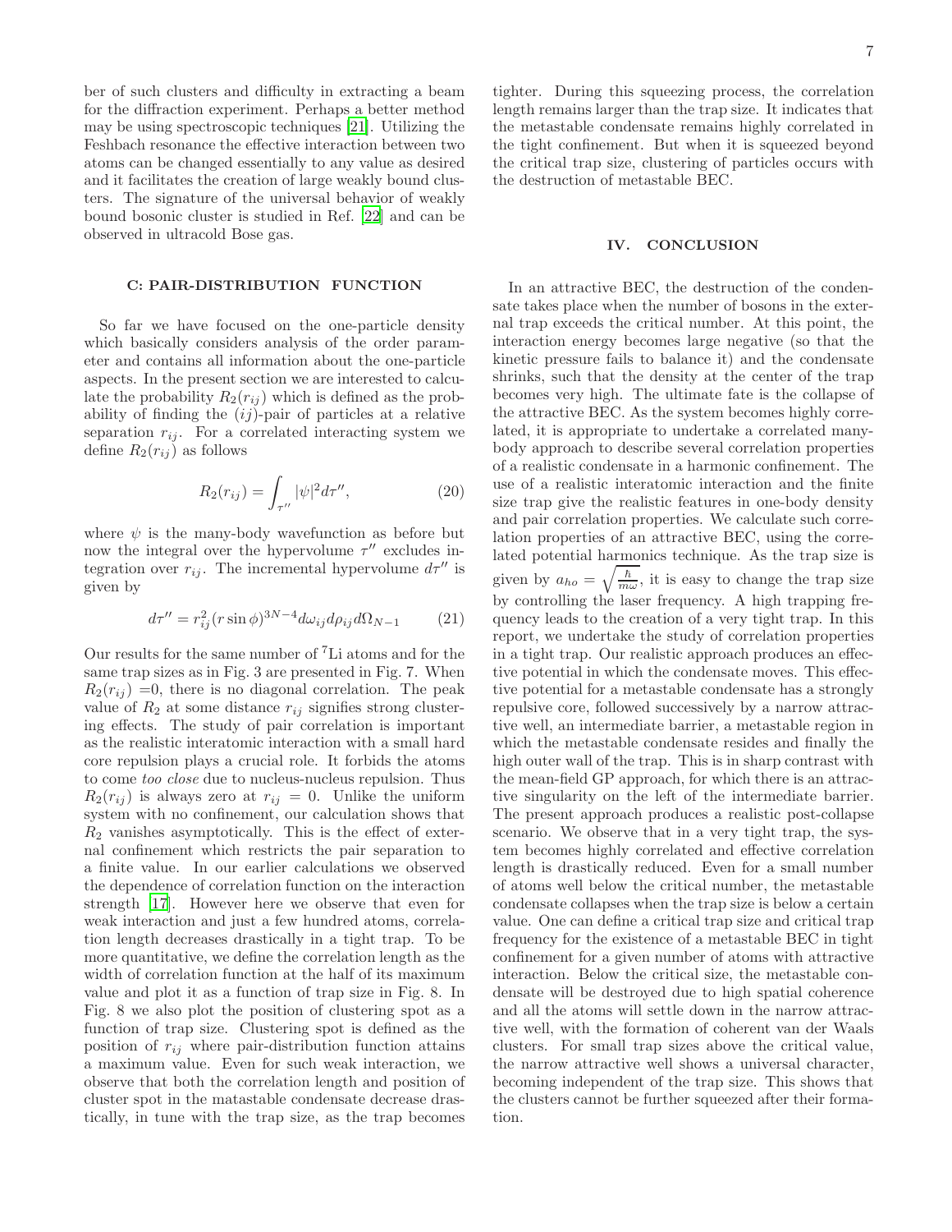ber of such clusters and difficulty in extracting a beam for the diffraction experiment. Perhaps a better method may be using spectroscopic techniques [21]. Utilizing the Feshbach resonance the effective interaction between two atoms can be changed essentially to any value as desired and it facilitates the creation of large weakly bound clusters. The signature of the universal behavior of weakly bound bosonic cluster is studied in Ref. [22] and can be observed in ultracold Bose gas.

### C: PAIR-DISTRIBUTION FUNCTION

So far we have focused on the one-particle density which basically considers analysis of the order parameter and contains all information about the one-particle aspects. In the present section we are interested to calculate the probability $R_2(r_{ij})$ which is defined as the probability of finding the $(ij)$-pair of particles at a relative separation $r_{ij}$. For a correlated interacting system we define $R_2(r_{ij})$ as follows

$$R_2(r_{ij}) = \int_{\tau''} |\psi|^2 d\tau'', \tag{20}$$

where $\psi$ is the many-body wavefunction as before but now the integral over the hypervolume $\tau''$ excludes integration over $r_{ij}$. The incremental hypervolume $d\tau''$ is given by

$$d\tau'' = r_{ij}^2 (r \sin\phi)^{3N-4} d\omega_{ij} d\rho_{ij} d\Omega_{N-1} \tag{21}$$

Our results for the same number of $^7$Li atoms and for the same trap sizes as in Fig. 3 are presented in Fig. 7. When $R_2(r_{ij})$ =0, there is no diagonal correlation. The peak value of $R_2$ at some distance $r_{ij}$ signifies strong clustering effects. The study of pair correlation is important as the realistic interatomic interaction with a small hard core repulsion plays a crucial role. It forbids the atoms to come *too close* due to nucleus-nucleus repulsion. Thus $R_2(r_{ij})$ is always zero at $r_{ij} = 0$. Unlike the uniform system with no confinement, our calculation shows that $R_2$ vanishes asymptotically. This is the effect of external confinement which restricts the pair separation to a finite value. In our earlier calculations we observed the dependence of correlation function on the interaction strength [17]. However here we observe that even for weak interaction and just a few hundred atoms, correlation length decreases drastically in a tight trap. To be more quantitative, we define the correlation length as the width of correlation function at the half of its maximum value and plot it as a function of trap size in Fig. 8. In Fig. 8 we also plot the position of clustering spot as a function of trap size. Clustering spot is defined as the position of $r_{ij}$ where pair-distribution function attains a maximum value. Even for such weak interaction, we observe that both the correlation length and position of cluster spot in the matastable condensate decrease drastically, in tune with the trap size, as the trap becomes tighter. During this squeezing process, the correlation length remains larger than the trap size. It indicates that the metastable condensate remains highly correlated in the tight confinement. But when it is squeezed beyond the critical trap size, clustering of particles occurs with the destruction of metastable BEC.

## IV. CONCLUSION

In an attractive BEC, the destruction of the condensate takes place when the number of bosons in the external trap exceeds the critical number. At this point, the interaction energy becomes large negative (so that the kinetic pressure fails to balance it) and the condensate shrinks, such that the density at the center of the trap becomes very high. The ultimate fate is the collapse of the attractive BEC. As the system becomes highly correlated, it is appropriate to undertake a correlated many-body approach to describe several correlation properties of a realistic condensate in a harmonic confinement. The use of a realistic interatomic interaction and the finite size trap give the realistic features in one-body density and pair correlation properties. We calculate such correlation properties of an attractive BEC, using the correlated potential harmonics technique. As the trap size is given by $a_{ho} = \sqrt{\frac{\hbar}{m\omega}}$, it is easy to change the trap size by controlling the laser frequency. A high trapping frequency leads to the creation of a very tight trap. In this report, we undertake the study of correlation properties in a tight trap. Our realistic approach produces an effective potential in which the condensate moves. This effective potential for a metastable condensate has a strongly repulsive core, followed successively by a narrow attractive well, an intermediate barrier, a metastable region in which the metastable condensate resides and finally the high outer wall of the trap. This is in sharp contrast with the mean-field GP approach, for which there is an attractive singularity on the left of the intermediate barrier. The present approach produces a realistic post-collapse scenario. We observe that in a very tight trap, the system becomes highly correlated and effective correlation length is drastically reduced. Even for a small number of atoms well below the critical number, the metastable condensate collapses when the trap size is below a certain value. One can define a critical trap size and critical trap frequency for the existence of a metastable BEC in tight confinement for a given number of atoms with attractive interaction. Below the critical size, the metastable condensate will be destroyed due to high spatial coherence and all the atoms will settle down in the narrow attractive well, with the formation of coherent van der Waals clusters. For small trap sizes above the critical value, the narrow attractive well shows a universal character, becoming independent of the trap size. This shows that the clusters cannot be further squeezed after their formation.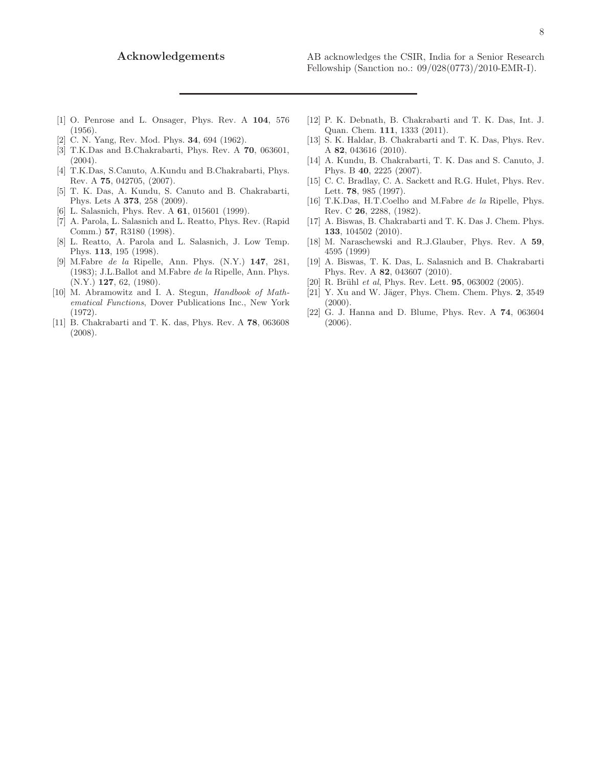## Acknowledgements

AB acknowledges the CSIR, India for a Senior Research Fellowship (Sanction no.: 09/028(0773)/2010-EMR-I).

---

[1] O. Penrose and L. Onsager, Phys. Rev. A **104**, 576 (1956).

[2] C. N. Yang, Rev. Mod. Phys. **34**, 694 (1962).

[3] T.K.Das and B.Chakrabarti, Phys. Rev. A **70**, 063601, (2004).

[4] T.K.Das, S.Canuto, A.Kundu and B.Chakrabarti, Phys. Rev. A **75**, 042705, (2007).

[5] T. K. Das, A. Kundu, S. Canuto and B. Chakrabarti, Phys. Lets A **373**, 258 (2009).

[6] L. Salasnich, Phys. Rev. A **61**, 015601 (1999).

[7] A. Parola, L. Salasnich and L. Reatto, Phys. Rev. (Rapid Comm.) **57**, R3180 (1998).

[8] L. Reatto, A. Parola and L. Salasnich, J. Low Temp. Phys. **113**, 195 (1998).

[9] M.Fabre *de la* Ripelle, Ann. Phys. (N.Y.) **147**, 281, (1983); J.L.Ballot and M.Fabre *de la* Ripelle, Ann. Phys. (N.Y.) **127**, 62, (1980).

[10] M. Abramowitz and I. A. Stegun, *Handbook of Mathematical Functions*, Dover Publications Inc., New York (1972).

[11] B. Chakrabarti and T. K. das, Phys. Rev. A **78**, 063608 (2008).

[12] P. K. Debnath, B. Chakrabarti and T. K. Das, Int. J. Quan. Chem. **111**, 1333 (2011).

[13] S. K. Haldar, B. Chakrabarti and T. K. Das, Phys. Rev. A **82**, 043616 (2010).

[14] A. Kundu, B. Chakrabarti, T. K. Das and S. Canuto, J. Phys. B **40**, 2225 (2007).

[15] C. C. Bradlay, C. A. Sackett and R.G. Hulet, Phys. Rev. Lett. **78**, 985 (1997).

[16] T.K.Das, H.T.Coelho and M.Fabre *de la* Ripelle, Phys. Rev. C **26**, 2288, (1982).

[17] A. Biswas, B. Chakrabarti and T. K. Das J. Chem. Phys. **133**, 104502 (2010).

[18] M. Naraschewski and R.J.Glauber, Phys. Rev. A **59**, 4595 (1999)

[19] A. Biswas, T. K. Das, L. Salasnich and B. Chakrabarti Phys. Rev. A **82**, 043607 (2010).

[20] R. Brühl *et al*, Phys. Rev. Lett. **95**, 063002 (2005).

[21] Y. Xu and W. Jäger, Phys. Chem. Chem. Phys. **2**, 3549 (2000).

[22] G. J. Hanna and D. Blume, Phys. Rev. A **74**, 063604 (2006).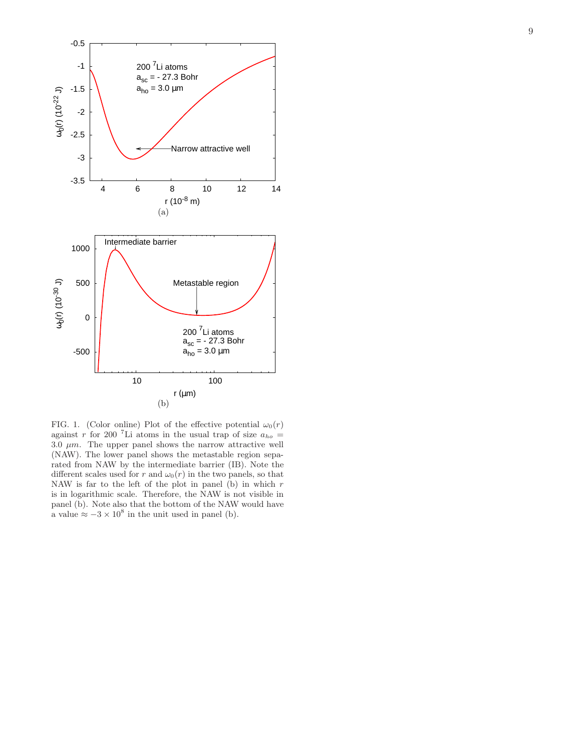FIG. 1. (Color online) Plot of the effective potential $\omega_0(r)$ against $r$ for 200 $^7$Li atoms in the usual trap of size $a_{ho} = 3.0\ \mu m$. The upper panel shows the narrow attractive well (NAW). The lower panel shows the metastable region separated from NAW by the intermediate barrier (IB). Note the different scales used for $r$ and $\omega_0(r)$ in the two panels, so that NAW is far to the left of the plot in panel (b) in which $r$ is in logarithmic scale. Therefore, the NAW is not visible in panel (b). Note also that the bottom of the NAW would have a value $\approx -3 \times 10^8$ in the unit used in panel (b).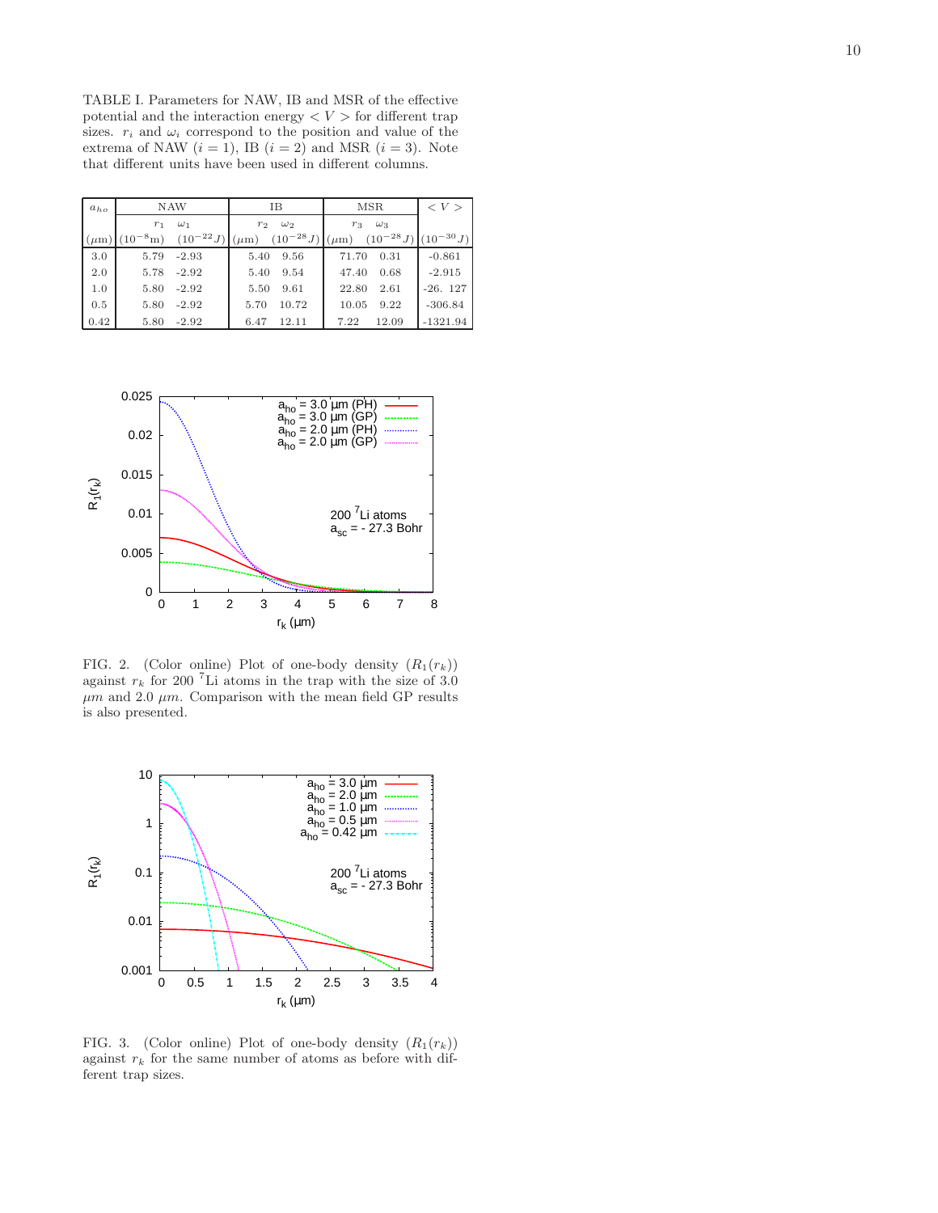TABLE I. Parameters for NAW, IB and MSR of the effective potential and the interaction energy $< V >$ for different trap sizes. $r_i$ and $\omega_i$ correspond to the position and value of the extrema of NAW ($i = 1$), IB ($i = 2$) and MSR ($i = 3$). Note that different units have been used in different columns.

| $a_{ho}$ | NAW | | IB | | MSR | | $< V >$ |
|---|---|---|---|---|---|---|---|
| | $r_1$ | $\omega_1$ | $r_2$ | $\omega_2$ | $r_3$ | $\omega_3$ | |
| ($\mu$m) | ($10^{-8}$m) | ($10^{-22}J$) | ($\mu$m) | ($10^{-28}J$) | ($\mu$m) | ($10^{-28}J$) | ($10^{-30}J$) |
| 3.0 | 5.79 | -2.93 | 5.40 | 9.56 | 71.70 | 0.31 | -0.861 |
| 2.0 | 5.78 | -2.92 | 5.40 | 9.54 | 47.40 | 0.68 | -2.915 |
| 1.0 | 5.80 | -2.92 | 5.50 | 9.61 | 22.80 | 2.61 | -26. 127 |
| 0.5 | 5.80 | -2.92 | 5.70 | 10.72 | 10.05 | 9.22 | -306.84 |
| 0.42 | 5.80 | -2.92 | 6.47 | 12.11 | 7.22 | 12.09 | -1321.94 |

FIG. 2. (Color online) Plot of one-body density ($R_1(r_k)$) against $r_k$ for 200 $^7$Li atoms in the trap with the size of 3.0 $\mu m$ and 2.0 $\mu m$. Comparison with the mean field GP results is also presented.

FIG. 3. (Color online) Plot of one-body density ($R_1(r_k)$) against $r_k$ for the same number of atoms as before with different trap sizes.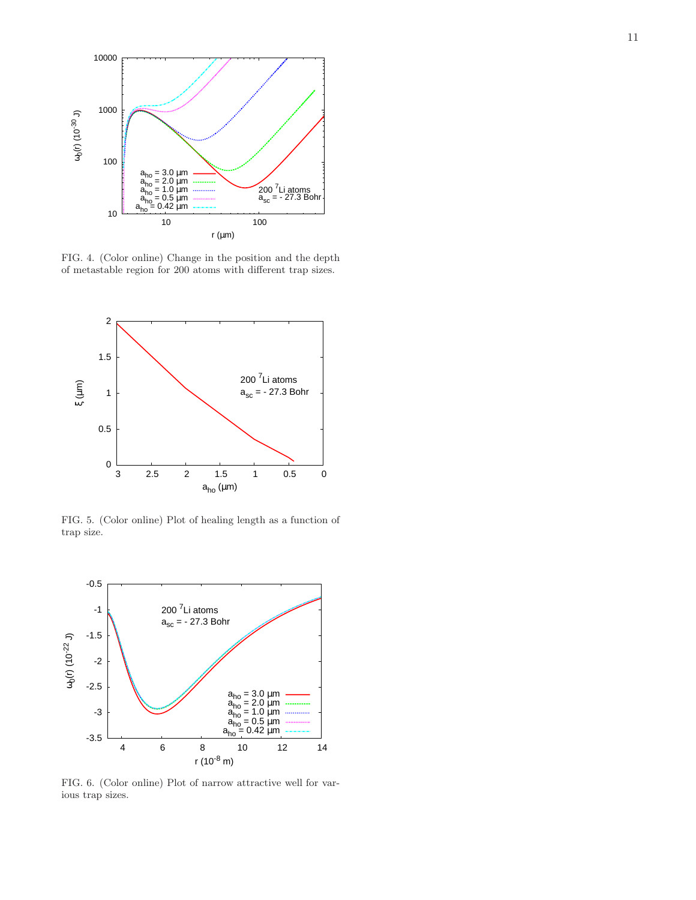FIG. 4. (Color online) Change in the position and the depth of metastable region for 200 atoms with different trap sizes.

FIG. 5. (Color online) Plot of healing length as a function of trap size.

FIG. 6. (Color online) Plot of narrow attractive well for various trap sizes.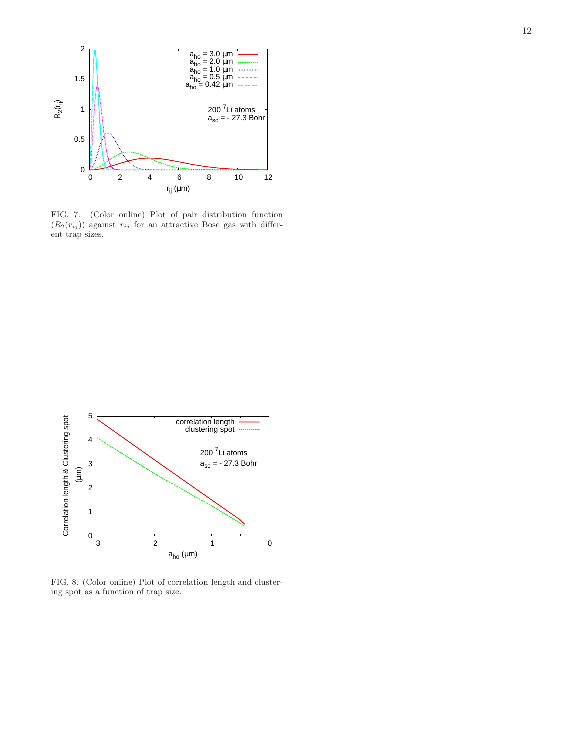2

1.5

1

0.5

0

0 2 4 6 8 10 12

$R_2(r_{ij})$

$r_{ij}$ (μm)

$a_{ho}$ = 3.0 μm
$a_{ho}$ = 2.0 μm
$a_{ho}$ = 1.0 μm
$a_{ho}$ = 0.5 μm
$a_{ho}$ = 0.42 μm

200 $^7$Li atoms
$a_{sc}$ = - 27.3 Bohr

FIG. 7. (Color online) Plot of pair distribution function ($R_2(r_{ij})$) against $r_{ij}$ for an attractive Bose gas with different trap sizes.

5

4

3

2

1

0

3 2 1 0

Correlation length & Clustering spot (μm)

$a_{ho}$ (μm)

correlation length
clustering spot

200 $^7$Li atoms
$a_{sc}$ = - 27.3 Bohr

FIG. 8. (Color online) Plot of correlation length and clustering spot as a function of trap size.